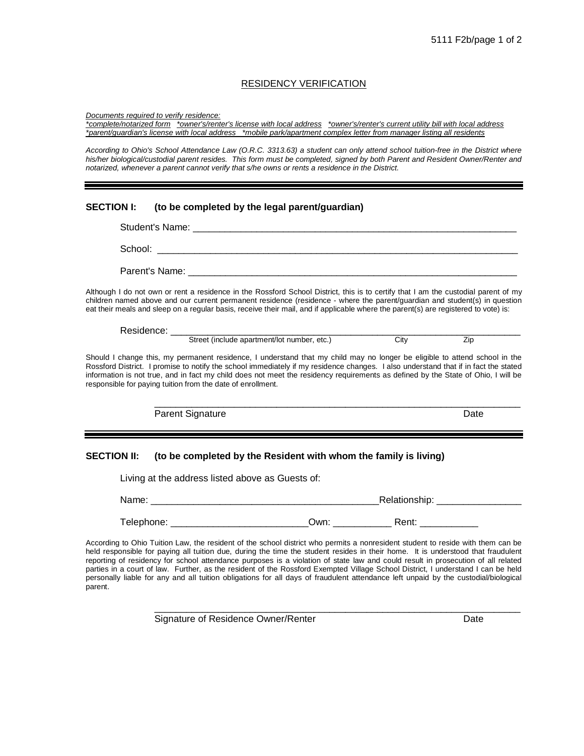# RESIDENCY VERIFICATION

*Documents required to verify residence:*
**\*complete/notarized form \*owner's/renter's license with local address \*owner's/renter's current utility bill with local address \*parent/guardian's license with local address \*mobile park/apartment complex letter from manager listing all residents**

*According to Ohio's School Attendance Law (O.R.C. 3313.63) a student can only attend school tuition-free in the District where his/her biological/custodial parent resides. This form must be completed, signed by both Parent and Resident Owner/Renter and notarized, whenever a parent cannot verify that s/he owns or rents a residence in the District.*

---

## SECTION I: (to be completed by the legal parent/guardian)

Student's Name: ______________________________________________________________

School: ______________________________________________________________________

Parent's Name: _______________________________________________________________

Although I do not own or rent a residence in the Rossford School District, this is to certify that I am the custodial parent of my children named above and our current permanent residence (residence - where the parent/guardian and student(s) in question eat their meals and sleep on a regular basis, receive their mail, and if applicable where the parent(s) are registered to vote) is:

Residence: ___________________________________________________________________
Street (include apartment/lot number, etc.) City Zip

Should I change this, my permanent residence, I understand that my child may no longer be eligible to attend school in the Rossford District. I promise to notify the school immediately if my residence changes. I also understand that if in fact the stated information is not true, and in fact my child does not meet the residency requirements as defined by the State of Ohio, I will be responsible for paying tuition from the date of enrollment.

______________________________________________________________________
Parent Signature Date

---

## SECTION II: (to be completed by the Resident with whom the family is living)

Living at the address listed above as Guests of:

Name: ____________________________________________Relationship: ________________

Telephone: _________________________Own: ___________ Rent: ___________

According to Ohio Tuition Law, the resident of the school district who permits a nonresident student to reside with them can be held responsible for paying all tuition due, during the time the student resides in their home. It is understood that fraudulent reporting of residency for school attendance purposes is a violation of state law and could result in prosecution of all related parties in a court of law. Further, as the resident of the Rossford Exempted Village School District, I understand I can be held personally liable for any and all tuition obligations for all days of fraudulent attendance left unpaid by the custodial/biological parent.

______________________________________________________________________
Signature of Residence Owner/Renter Date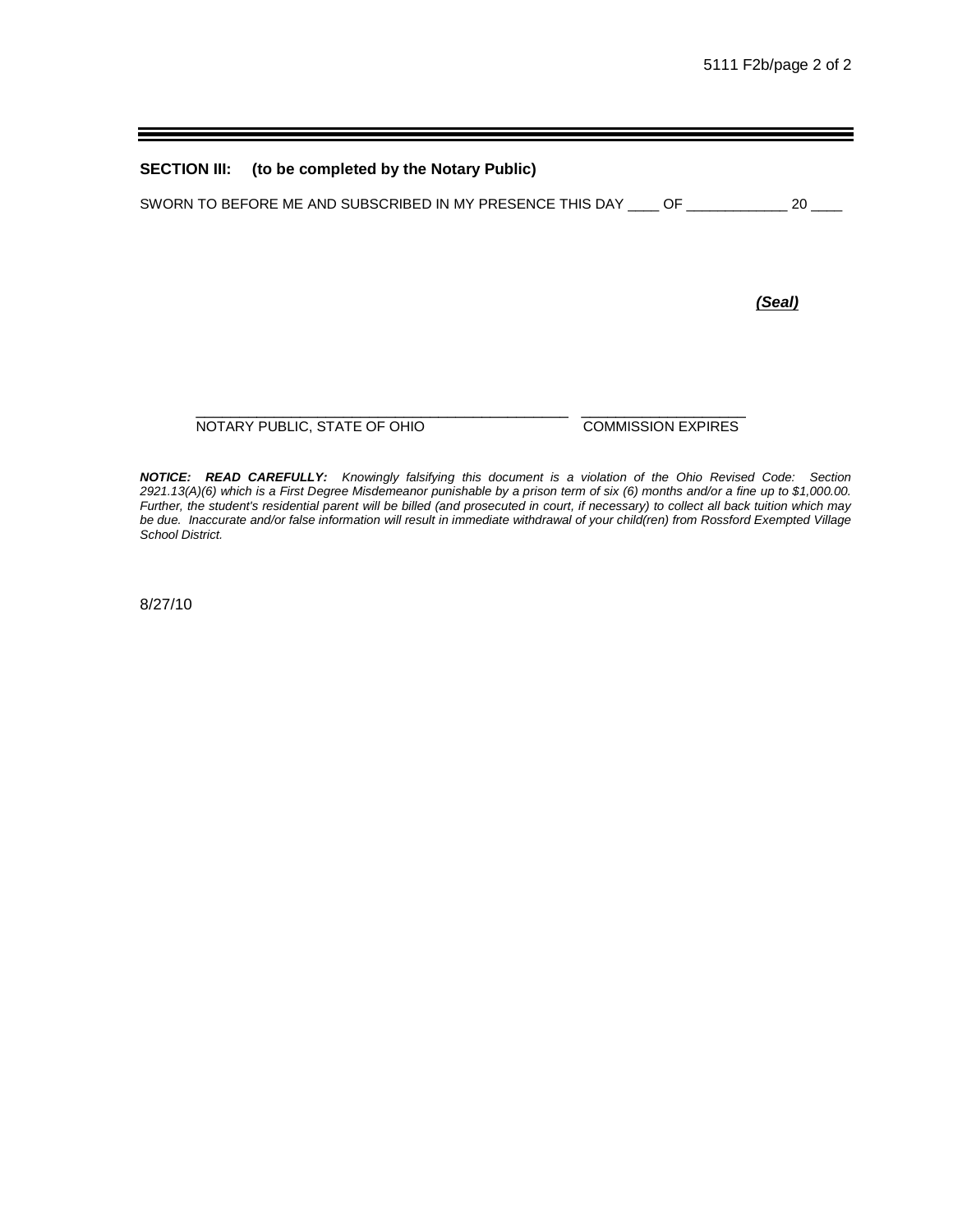**SECTION III: (to be completed by the Notary Public)**

SWORN TO BEFORE ME AND SUBSCRIBED IN MY PRESENCE THIS DAY ____ OF ____________ 20 ____

***(Seal)***

______________________________________________ ____________________

NOTARY PUBLIC, STATE OF OHIO COMMISSION EXPIRES

***NOTICE: READ CAREFULLY:*** *Knowingly falsifying this document is a violation of the Ohio Revised Code: Section 2921.13(A)(6) which is a First Degree Misdemeanor punishable by a prison term of six (6) months and/or a fine up to $1,000.00. Further, the student's residential parent will be billed (and prosecuted in court, if necessary) to collect all back tuition which may be due. Inaccurate and/or false information will result in immediate withdrawal of your child(ren) from Rossford Exempted Village School District.*

8/27/10